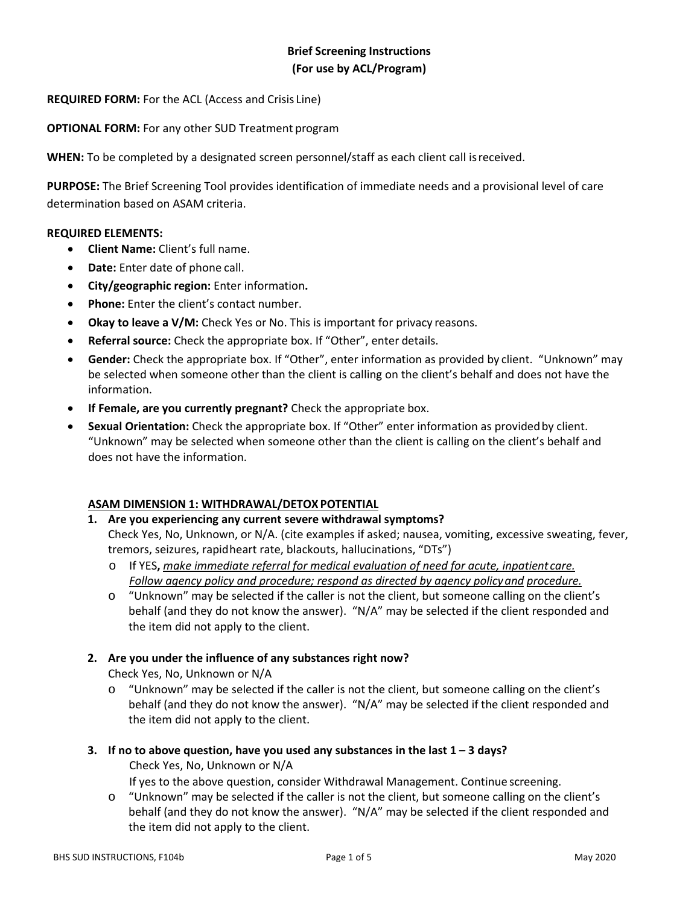# Brief Screening Instructions
## (For use by ACL/Program)

**REQUIRED FORM:** For the ACL (Access and Crisis Line)

**OPTIONAL FORM:** For any other SUD Treatment program

**WHEN:** To be completed by a designated screen personnel/staff as each client call is received.

**PURPOSE:** The Brief Screening Tool provides identification of immediate needs and a provisional level of care determination based on ASAM criteria.

**REQUIRED ELEMENTS:**

- **Client Name:** Client's full name.
- **Date:** Enter date of phone call.
- **City/geographic region:** Enter information**.**
- **Phone:** Enter the client's contact number.
- **Okay to leave a V/M:** Check Yes or No. This is important for privacy reasons.
- **Referral source:** Check the appropriate box. If "Other", enter details.
- **Gender:** Check the appropriate box. If "Other", enter information as provided by client. "Unknown" may be selected when someone other than the client is calling on the client's behalf and does not have the information.
- **If Female, are you currently pregnant?** Check the appropriate box.
- **Sexual Orientation:** Check the appropriate box. If "Other" enter information as provided by client. "Unknown" may be selected when someone other than the client is calling on the client's behalf and does not have the information.

### ASAM DIMENSION 1: WITHDRAWAL/DETOX POTENTIAL

1. **Are you experiencing any current severe withdrawal symptoms?**
   Check Yes, No, Unknown, or N/A. (cite examples if asked; nausea, vomiting, excessive sweating, fever, tremors, seizures, rapid heart rate, blackouts, hallucinations, "DTs")
   - If YES**,** *make immediate referral for medical evaluation of need for acute, inpatient care. Follow agency policy and procedure; respond as directed by agency policy and procedure.*
   - "Unknown" may be selected if the caller is not the client, but someone calling on the client's behalf (and they do not know the answer). "N/A" may be selected if the client responded and the item did not apply to the client.

2. **Are you under the influence of any substances right now?**
   Check Yes, No, Unknown or N/A
   - "Unknown" may be selected if the caller is not the client, but someone calling on the client's behalf (and they do not know the answer). "N/A" may be selected if the client responded and the item did not apply to the client.

3. **If no to above question, have you used any substances in the last 1 – 3 days?**
   Check Yes, No, Unknown or N/A
   If yes to the above question, consider Withdrawal Management. Continue screening.
   - "Unknown" may be selected if the caller is not the client, but someone calling on the client's behalf (and they do not know the answer). "N/A" may be selected if the client responded and the item did not apply to the client.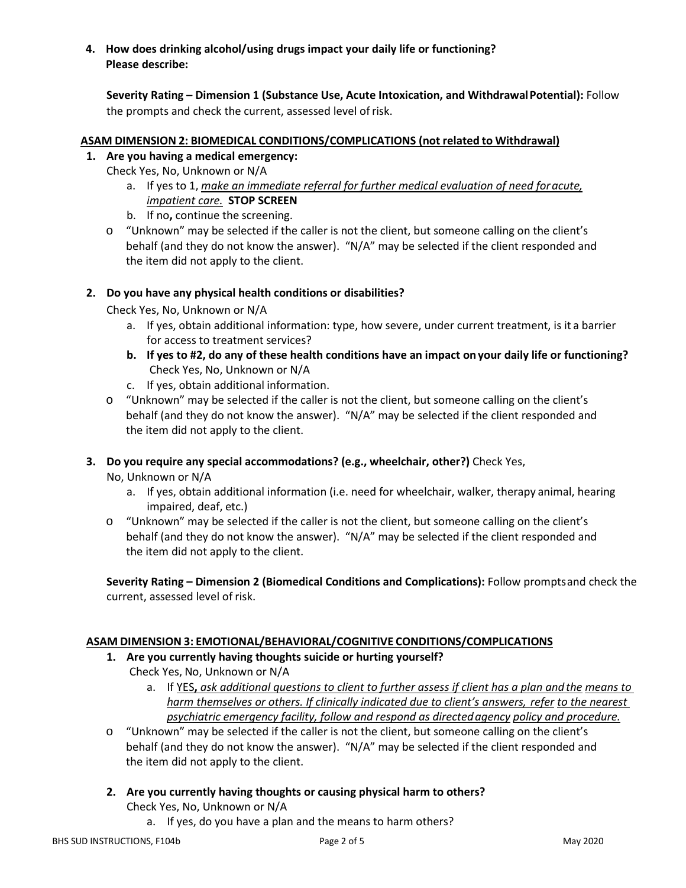4. **How does drinking alcohol/using drugs impact your daily life or functioning? Please describe:**

**Severity Rating – Dimension 1 (Substance Use, Acute Intoxication, and Withdrawal Potential):** Follow the prompts and check the current, assessed level of risk.

**ASAM DIMENSION 2: BIOMEDICAL CONDITIONS/COMPLICATIONS (not related to Withdrawal)**

1. **Are you having a medical emergency:**
   Check Yes, No, Unknown or N/A
   a. If yes to 1, *make an immediate referral for further medical evaluation of need for acute, impatient care.* **STOP SCREEN**
   b. If no**,** continue the screening.
   - "Unknown" may be selected if the caller is not the client, but someone calling on the client's behalf (and they do not know the answer). "N/A" may be selected if the client responded and the item did not apply to the client.

2. **Do you have any physical health conditions or disabilities?**
   Check Yes, No, Unknown or N/A
   a. If yes, obtain additional information: type, how severe, under current treatment, is it a barrier for access to treatment services?
   b. **If yes to #2, do any of these health conditions have an impact on your daily life or functioning?** Check Yes, No, Unknown or N/A
   c. If yes, obtain additional information.
   - "Unknown" may be selected if the caller is not the client, but someone calling on the client's behalf (and they do not know the answer). "N/A" may be selected if the client responded and the item did not apply to the client.

3. **Do you require any special accommodations? (e.g., wheelchair, other?)** Check Yes, No, Unknown or N/A
   a. If yes, obtain additional information (i.e. need for wheelchair, walker, therapy animal, hearing impaired, deaf, etc.)
   - "Unknown" may be selected if the caller is not the client, but someone calling on the client's behalf (and they do not know the answer). "N/A" may be selected if the client responded and the item did not apply to the client.

**Severity Rating – Dimension 2 (Biomedical Conditions and Complications):** Follow prompts and check the current, assessed level of risk.

**ASAM DIMENSION 3: EMOTIONAL/BEHAVIORAL/COGNITIVE CONDITIONS/COMPLICATIONS**

1. **Are you currently having thoughts suicide or hurting yourself?**
   Check Yes, No, Unknown or N/A
   a. If YES**,** *ask additional questions to client to further assess if client has a plan and the means to harm themselves or others. If clinically indicated due to client's answers, refer to the nearest psychiatric emergency facility, follow and respond as directed agency policy and procedure.*
   - "Unknown" may be selected if the caller is not the client, but someone calling on the client's behalf (and they do not know the answer). "N/A" may be selected if the client responded and the item did not apply to the client.

2. **Are you currently having thoughts or causing physical harm to others?**
   Check Yes, No, Unknown or N/A
   a. If yes, do you have a plan and the means to harm others?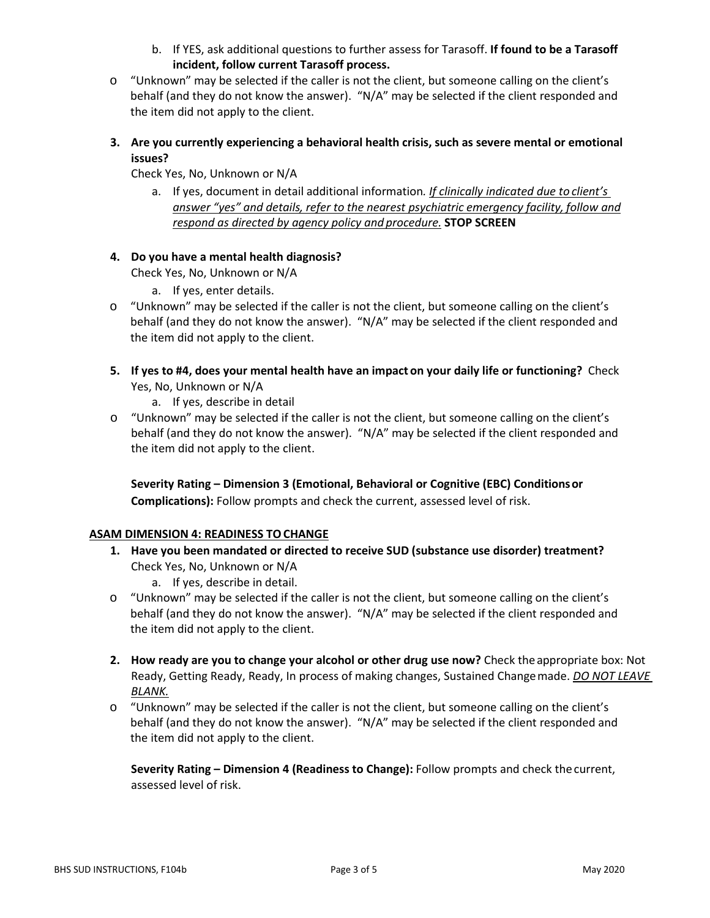b. If YES, ask additional questions to further assess for Tarasoff. **If found to be a Tarasoff incident, follow current Tarasoff process.**

- "Unknown" may be selected if the caller is not the client, but someone calling on the client's behalf (and they do not know the answer). "N/A" may be selected if the client responded and the item did not apply to the client.

3. **Are you currently experiencing a behavioral health crisis, such as severe mental or emotional issues?**
   Check Yes, No, Unknown or N/A
   a. If yes, document in detail additional information. *<u>If clinically indicated due to client's answer "yes" and details, refer to the nearest psychiatric emergency facility, follow and respond as directed by agency policy and procedure.</u>* **STOP SCREEN**

4. **Do you have a mental health diagnosis?**
   Check Yes, No, Unknown or N/A
   a. If yes, enter details.

- "Unknown" may be selected if the caller is not the client, but someone calling on the client's behalf (and they do not know the answer). "N/A" may be selected if the client responded and the item did not apply to the client.

5. **If yes to #4, does your mental health have an impact on your daily life or functioning?** Check Yes, No, Unknown or N/A
   a. If yes, describe in detail

- "Unknown" may be selected if the caller is not the client, but someone calling on the client's behalf (and they do not know the answer). "N/A" may be selected if the client responded and the item did not apply to the client.

**Severity Rating – Dimension 3 (Emotional, Behavioral or Cognitive (EBC) Conditions or Complications):** Follow prompts and check the current, assessed level of risk.

**<u>ASAM DIMENSION 4: READINESS TO CHANGE</u>**

1. **Have you been mandated or directed to receive SUD (substance use disorder) treatment?**
   Check Yes, No, Unknown or N/A
   a. If yes, describe in detail.

- "Unknown" may be selected if the caller is not the client, but someone calling on the client's behalf (and they do not know the answer). "N/A" may be selected if the client responded and the item did not apply to the client.

2. **How ready are you to change your alcohol or other drug use now?** Check the appropriate box: Not Ready, Getting Ready, Ready, In process of making changes, Sustained Change made. ***<u>DO NOT LEAVE BLANK.</u>***

- "Unknown" may be selected if the caller is not the client, but someone calling on the client's behalf (and they do not know the answer). "N/A" may be selected if the client responded and the item did not apply to the client.

**Severity Rating – Dimension 4 (Readiness to Change):** Follow prompts and check the current, assessed level of risk.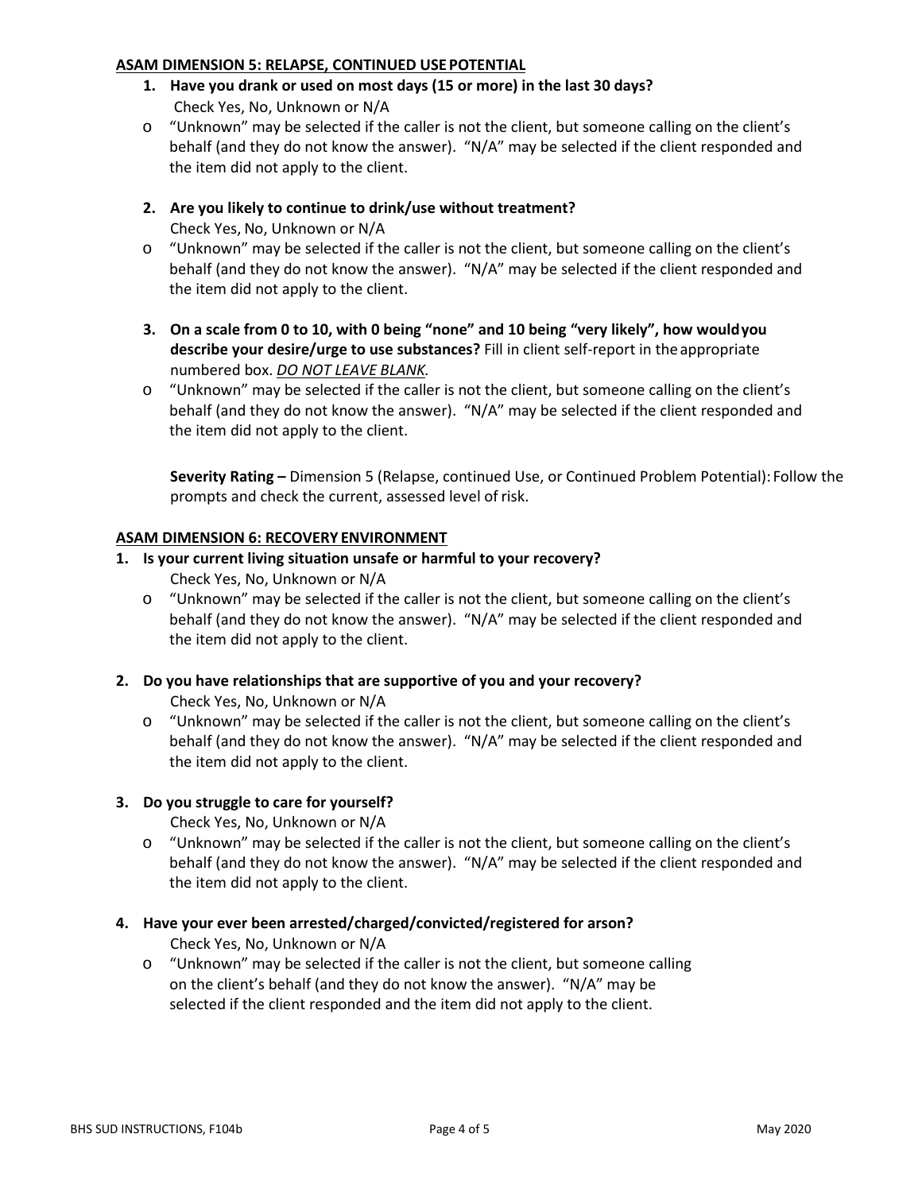**ASAM DIMENSION 5: RELAPSE, CONTINUED USE POTENTIAL**

1. **Have you drank or used on most days (15 or more) in the last 30 days?** Check Yes, No, Unknown or N/A
   - "Unknown" may be selected if the caller is not the client, but someone calling on the client's behalf (and they do not know the answer). "N/A" may be selected if the client responded and the item did not apply to the client.

2. **Are you likely to continue to drink/use without treatment?** Check Yes, No, Unknown or N/A
   - "Unknown" may be selected if the caller is not the client, but someone calling on the client's behalf (and they do not know the answer). "N/A" may be selected if the client responded and the item did not apply to the client.

3. **On a scale from 0 to 10, with 0 being "none" and 10 being "very likely", how would you describe your desire/urge to use substances?** Fill in client self-report in the appropriate numbered box. *DO NOT LEAVE BLANK.*
   - "Unknown" may be selected if the caller is not the client, but someone calling on the client's behalf (and they do not know the answer). "N/A" may be selected if the client responded and the item did not apply to the client.

   **Severity Rating –** Dimension 5 (Relapse, continued Use, or Continued Problem Potential): Follow the prompts and check the current, assessed level of risk.

**ASAM DIMENSION 6: RECOVERY ENVIRONMENT**

1. **Is your current living situation unsafe or harmful to your recovery?** Check Yes, No, Unknown or N/A
   - "Unknown" may be selected if the caller is not the client, but someone calling on the client's behalf (and they do not know the answer). "N/A" may be selected if the client responded and the item did not apply to the client.

2. **Do you have relationships that are supportive of you and your recovery?** Check Yes, No, Unknown or N/A
   - "Unknown" may be selected if the caller is not the client, but someone calling on the client's behalf (and they do not know the answer). "N/A" may be selected if the client responded and the item did not apply to the client.

3. **Do you struggle to care for yourself?** Check Yes, No, Unknown or N/A
   - "Unknown" may be selected if the caller is not the client, but someone calling on the client's behalf (and they do not know the answer). "N/A" may be selected if the client responded and the item did not apply to the client.

4. **Have your ever been arrested/charged/convicted/registered for arson?** Check Yes, No, Unknown or N/A
   - "Unknown" may be selected if the caller is not the client, but someone calling on the client's behalf (and they do not know the answer). "N/A" may be selected if the client responded and the item did not apply to the client.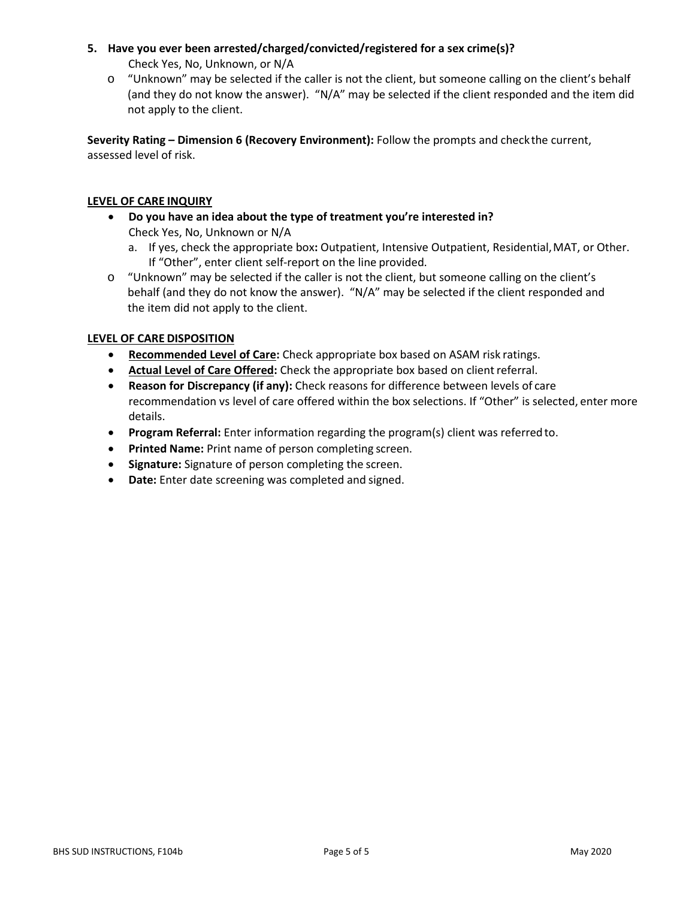5. **Have you ever been arrested/charged/convicted/registered for a sex crime(s)?**
   Check Yes, No, Unknown, or N/A
   - "Unknown" may be selected if the caller is not the client, but someone calling on the client's behalf (and they do not know the answer). "N/A" may be selected if the client responded and the item did not apply to the client.

**Severity Rating – Dimension 6 (Recovery Environment):** Follow the prompts and check the current, assessed level of risk.

**LEVEL OF CARE INQUIRY**

- **Do you have an idea about the type of treatment you're interested in?**
  Check Yes, No, Unknown or N/A
  a. If yes, check the appropriate box**:** Outpatient, Intensive Outpatient, Residential, MAT, or Other. If "Other", enter client self-report on the line provided.
  - "Unknown" may be selected if the caller is not the client, but someone calling on the client's behalf (and they do not know the answer). "N/A" may be selected if the client responded and the item did not apply to the client.

**LEVEL OF CARE DISPOSITION**

- **Recommended Level of Care:** Check appropriate box based on ASAM risk ratings.
- **Actual Level of Care Offered:** Check the appropriate box based on client referral.
- **Reason for Discrepancy (if any):** Check reasons for difference between levels of care recommendation vs level of care offered within the box selections. If "Other" is selected, enter more details.
- **Program Referral:** Enter information regarding the program(s) client was referred to.
- **Printed Name:** Print name of person completing screen.
- **Signature:** Signature of person completing the screen.
- **Date:** Enter date screening was completed and signed.